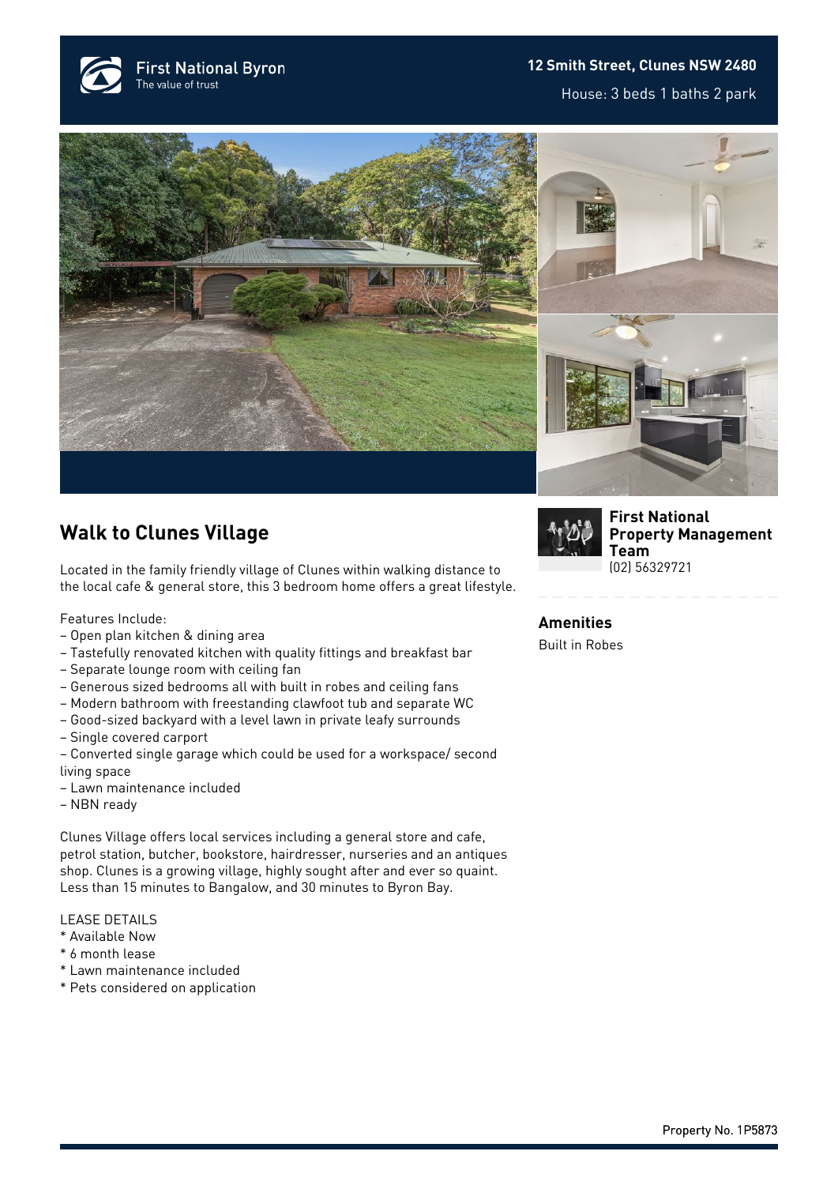First National Byron
The value of trust

**12 Smith Street, Clunes NSW 2480**

House: 3 beds 1 baths 2 park

## Walk to Clunes Village

Located in the family friendly village of Clunes within walking distance to the local cafe & general store, this 3 bedroom home offers a great lifestyle.

Features Include:
– Open plan kitchen & dining area
– Tastefully renovated kitchen with quality fittings and breakfast bar
– Separate lounge room with ceiling fan
– Generous sized bedrooms all with built in robes and ceiling fans
– Modern bathroom with freestanding clawfoot tub and separate WC
– Good-sized backyard with a level lawn in private leafy surrounds
– Single covered carport
– Converted single garage which could be used for a workspace/ second living space
– Lawn maintenance included
– NBN ready

Clunes Village offers local services including a general store and cafe, petrol station, butcher, bookstore, hairdresser, nurseries and an antiques shop. Clunes is a growing village, highly sought after and ever so quaint. Less than 15 minutes to Bangalow, and 30 minutes to Byron Bay.

LEASE DETAILS
* Available Now
* 6 month lease
* Lawn maintenance included
* Pets considered on application

**First National Property Management Team**
(02) 56329721

### Amenities

Built in Robes

Property No. 1P5873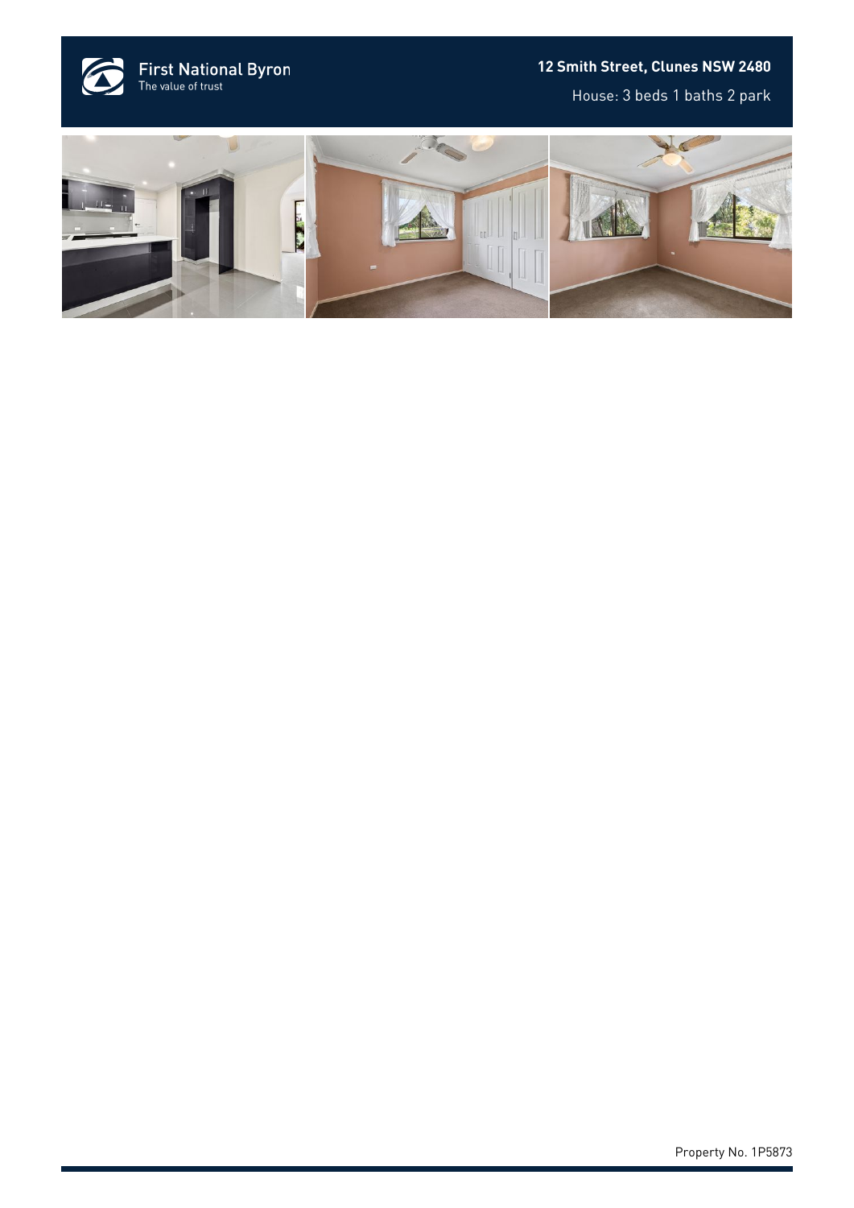First National Byron
The value of trust

**12 Smith Street, Clunes NSW 2480**

House: 3 beds 1 baths 2 park

Property No. 1P5873